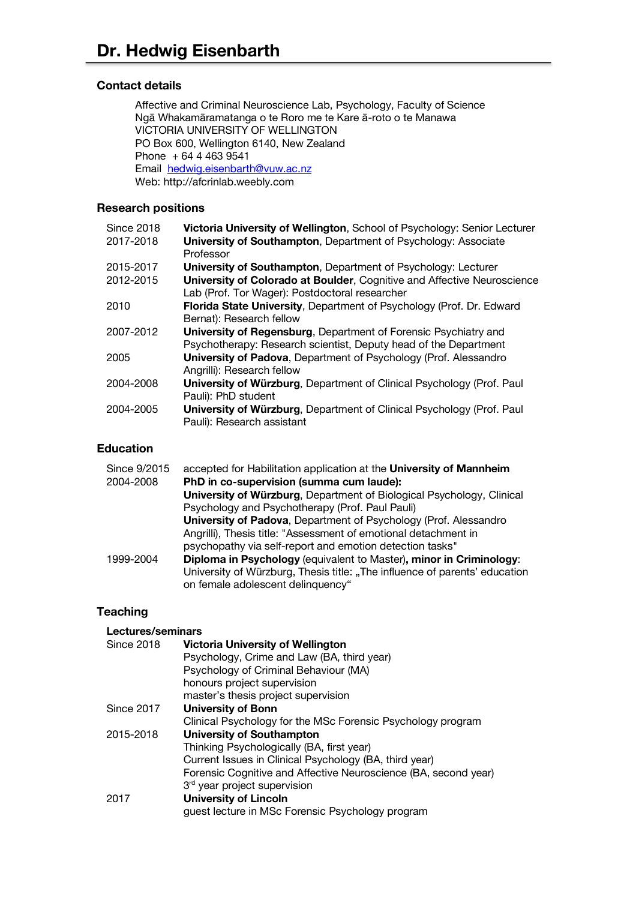# Dr. Hedwig Eisenbarth

## Contact details

Affective and Criminal Neuroscience Lab, Psychology, Faculty of Science
Ngā Whakamāramatanga o te Roro me te Kare ā-roto o te Manawa
VICTORIA UNIVERSITY OF WELLINGTON
PO Box 600, Wellington 6140, New Zealand
Phone + 64 4 463 9541
Email hedwig.eisenbarth@vuw.ac.nz
Web: http://afcrinlab.weebly.com

## Research positions

| | |
|---|---|
| Since 2018 | **Victoria University of Wellington**, School of Psychology: Senior Lecturer |
| 2017-2018 | **University of Southampton**, Department of Psychology: Associate Professor |
| 2015-2017 | **University of Southampton**, Department of Psychology: Lecturer |
| 2012-2015 | **University of Colorado at Boulder**, Cognitive and Affective Neuroscience Lab (Prof. Tor Wager): Postdoctoral researcher |
| 2010 | **Florida State University**, Department of Psychology (Prof. Dr. Edward Bernat): Research fellow |
| 2007-2012 | **University of Regensburg**, Department of Forensic Psychiatry and Psychotherapy: Research scientist, Deputy head of the Department |
| 2005 | **University of Padova**, Department of Psychology (Prof. Alessandro Angrilli): Research fellow |
| 2004-2008 | **University of Würzburg**, Department of Clinical Psychology (Prof. Paul Pauli): PhD student |
| 2004-2005 | **University of Würzburg**, Department of Clinical Psychology (Prof. Paul Pauli): Research assistant |

## Education

| | |
|---|---|
| Since 9/2015 | accepted for Habilitation application at the **University of Mannheim** |
| 2004-2008 | **PhD in co-supervision (summa cum laude):** **University of Würzburg**, Department of Biological Psychology, Clinical Psychology and Psychotherapy (Prof. Paul Pauli) **University of Padova**, Department of Psychology (Prof. Alessandro Angrilli), Thesis title: "Assessment of emotional detachment in psychopathy via self-report and emotion detection tasks" |
| 1999-2004 | **Diploma in Psychology** (equivalent to Master)**, minor in Criminology**: University of Würzburg, Thesis title: „The influence of parents' education on female adolescent delinquency" |

## Teaching

### Lectures/seminars

| | |
|---|---|
| Since 2018 | **Victoria University of Wellington** Psychology, Crime and Law (BA, third year) Psychology of Criminal Behaviour (MA) honours project supervision master's thesis project supervision |
| Since 2017 | **University of Bonn** Clinical Psychology for the MSc Forensic Psychology program |
| 2015-2018 | **University of Southampton** Thinking Psychologically (BA, first year) Current Issues in Clinical Psychology (BA, third year) Forensic Cognitive and Affective Neuroscience (BA, second year) 3rd year project supervision |
| 2017 | **University of Lincoln** guest lecture in MSc Forensic Psychology program |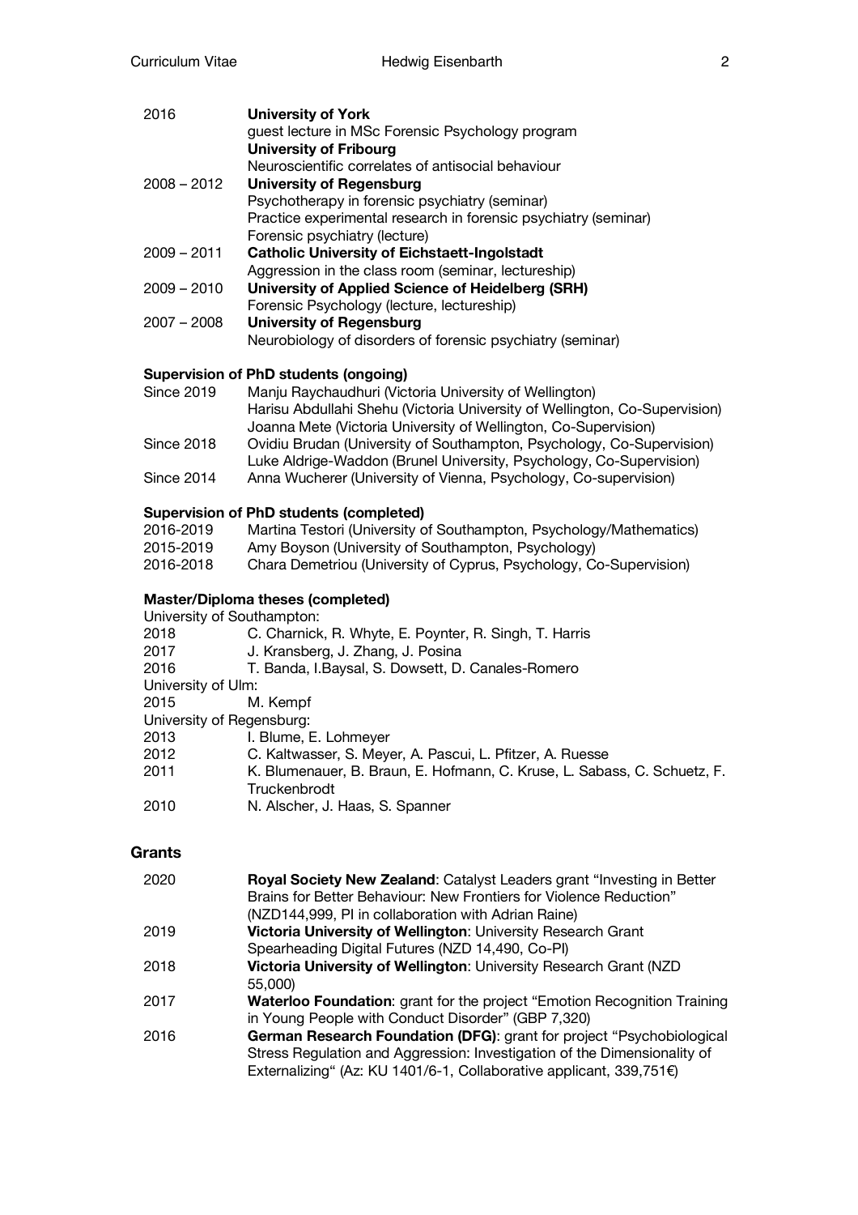| | |
|---|---|
| 2016 | **University of York** |
| | guest lecture in MSc Forensic Psychology program |
| | **University of Fribourg** |
| | Neuroscientific correlates of antisocial behaviour |
| 2008 – 2012 | **University of Regensburg** |
| | Psychotherapy in forensic psychiatry (seminar) |
| | Practice experimental research in forensic psychiatry (seminar) |
| | Forensic psychiatry (lecture) |
| 2009 – 2011 | **Catholic University of Eichstaett-Ingolstadt** |
| | Aggression in the class room (seminar, lectureship) |
| 2009 – 2010 | **University of Applied Science of Heidelberg (SRH)** |
| | Forensic Psychology (lecture, lectureship) |
| 2007 – 2008 | **University of Regensburg** |
| | Neurobiology of disorders of forensic psychiatry (seminar) |

**Supervision of PhD students (ongoing)**

| | |
|---|---|
| Since 2019 | Manju Raychaudhuri (Victoria University of Wellington) |
| | Harisu Abdullahi Shehu (Victoria University of Wellington, Co-Supervision) |
| | Joanna Mete (Victoria University of Wellington, Co-Supervision) |
| Since 2018 | Ovidiu Brudan (University of Southampton, Psychology, Co-Supervision) |
| | Luke Aldrige-Waddon (Brunel University, Psychology, Co-Supervision) |
| Since 2014 | Anna Wucherer (University of Vienna, Psychology, Co-supervision) |

**Supervision of PhD students (completed)**

| | |
|---|---|
| 2016-2019 | Martina Testori (University of Southampton, Psychology/Mathematics) |
| 2015-2019 | Amy Boyson (University of Southampton, Psychology) |
| 2016-2018 | Chara Demetriou (University of Cyprus, Psychology, Co-Supervision) |

**Master/Diploma theses (completed)**

University of Southampton:

| | |
|---|---|
| 2018 | C. Charnick, R. Whyte, E. Poynter, R. Singh, T. Harris |
| 2017 | J. Kransberg, J. Zhang, J. Posina |
| 2016 | T. Banda, I.Baysal, S. Dowsett, D. Canales-Romero |

University of Ulm:

| | |
|---|---|
| 2015 | M. Kempf |

University of Regensburg:

| | |
|---|---|
| 2013 | I. Blume, E. Lohmeyer |
| 2012 | C. Kaltwasser, S. Meyer, A. Pascui, L. Pfitzer, A. Ruesse |
| 2011 | K. Blumenauer, B. Braun, E. Hofmann, C. Kruse, L. Sabass, C. Schuetz, F. Truckenbrodt |
| 2010 | N. Alscher, J. Haas, S. Spanner |

## Grants

| | |
|---|---|
| 2020 | **Royal Society New Zealand**: Catalyst Leaders grant "Investing in Better Brains for Better Behaviour: New Frontiers for Violence Reduction" (NZD144,999, PI in collaboration with Adrian Raine) |
| 2019 | **Victoria University of Wellington**: University Research Grant Spearheading Digital Futures (NZD 14,490, Co-PI) |
| 2018 | **Victoria University of Wellington**: University Research Grant (NZD 55,000) |
| 2017 | **Waterloo Foundation**: grant for the project "Emotion Recognition Training in Young People with Conduct Disorder" (GBP 7,320) |
| 2016 | **German Research Foundation (DFG)**: grant for project "Psychobiological Stress Regulation and Aggression: Investigation of the Dimensionality of Externalizing" (Az: KU 1401/6-1, Collaborative applicant, 339,751€) |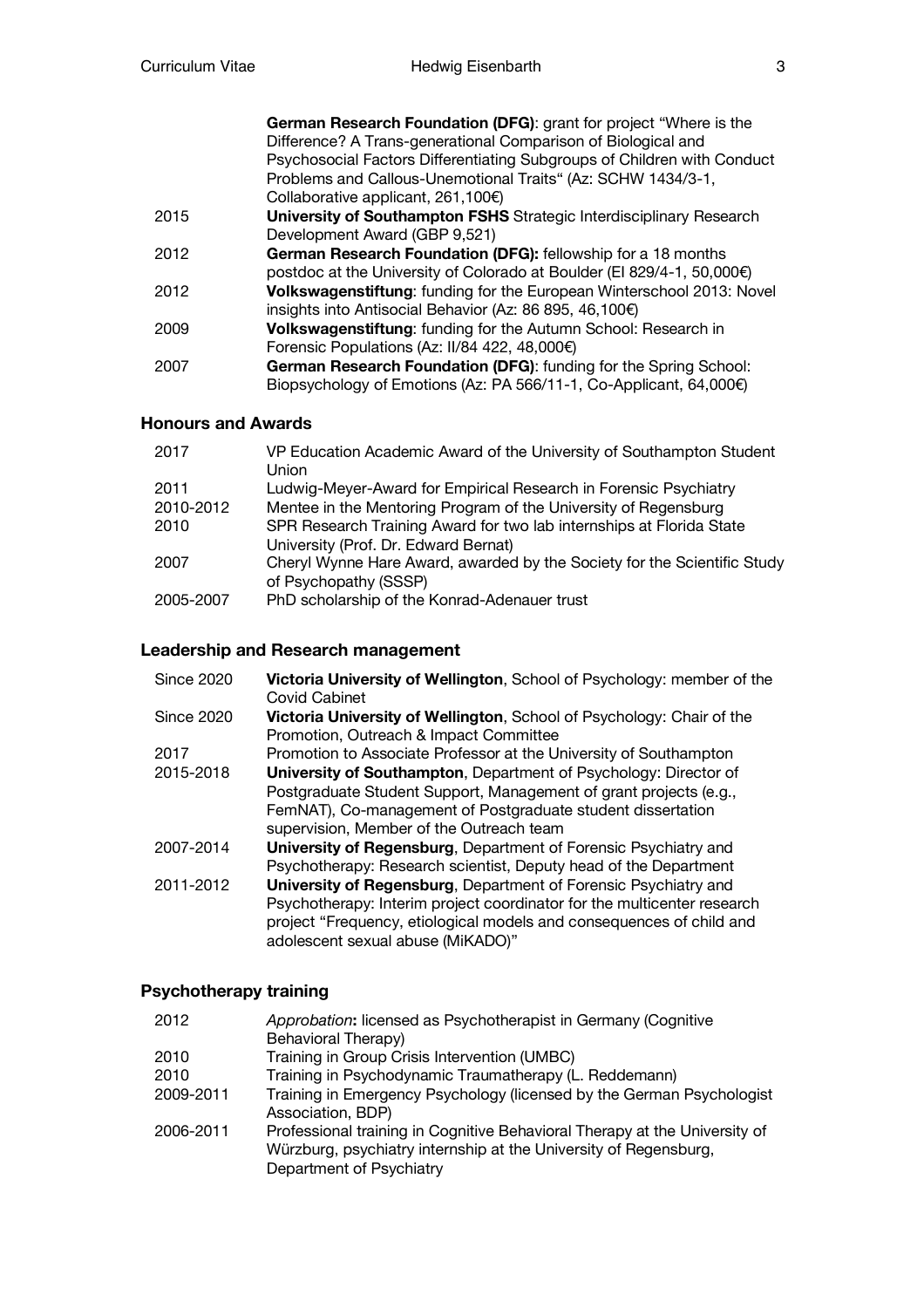| | |
|---|---|
| | **German Research Foundation (DFG)**: grant for project "Where is the Difference? A Trans-generational Comparison of Biological and Psychosocial Factors Differentiating Subgroups of Children with Conduct Problems and Callous-Unemotional Traits" (Az: SCHW 1434/3-1, Collaborative applicant, 261,100€) |
| 2015 | **University of Southampton FSHS** Strategic Interdisciplinary Research Development Award (GBP 9,521) |
| 2012 | **German Research Foundation (DFG):** fellowship for a 18 months postdoc at the University of Colorado at Boulder (EI 829/4-1, 50,000€) |
| 2012 | **Volkswagenstiftung**: funding for the European Winterschool 2013: Novel insights into Antisocial Behavior (Az: 86 895, 46,100€) |
| 2009 | **Volkswagenstiftung**: funding for the Autumn School: Research in Forensic Populations (Az: II/84 422, 48,000€) |
| 2007 | **German Research Foundation (DFG)**: funding for the Spring School: Biopsychology of Emotions (Az: PA 566/11-1, Co-Applicant, 64,000€) |

## Honours and Awards

| | |
|---|---|
| 2017 | VP Education Academic Award of the University of Southampton Student Union |
| 2011 | Ludwig-Meyer-Award for Empirical Research in Forensic Psychiatry |
| 2010-2012 | Mentee in the Mentoring Program of the University of Regensburg |
| 2010 | SPR Research Training Award for two lab internships at Florida State University (Prof. Dr. Edward Bernat) |
| 2007 | Cheryl Wynne Hare Award, awarded by the Society for the Scientific Study of Psychopathy (SSSP) |
| 2005-2007 | PhD scholarship of the Konrad-Adenauer trust |

## Leadership and Research management

| | |
|---|---|
| Since 2020 | **Victoria University of Wellington**, School of Psychology: member of the Covid Cabinet |
| Since 2020 | **Victoria University of Wellington**, School of Psychology: Chair of the Promotion, Outreach & Impact Committee |
| 2017 | Promotion to Associate Professor at the University of Southampton |
| 2015-2018 | **University of Southampton**, Department of Psychology: Director of Postgraduate Student Support, Management of grant projects (e.g., FemNAT), Co-management of Postgraduate student dissertation supervision, Member of the Outreach team |
| 2007-2014 | **University of Regensburg**, Department of Forensic Psychiatry and Psychotherapy: Research scientist, Deputy head of the Department |
| 2011-2012 | **University of Regensburg**, Department of Forensic Psychiatry and Psychotherapy: Interim project coordinator for the multicenter research project "Frequency, etiological models and consequences of child and adolescent sexual abuse (MiKADO)" |

## Psychotherapy training

| | |
|---|---|
| 2012 | *Approbation***:** licensed as Psychotherapist in Germany (Cognitive Behavioral Therapy) |
| 2010 | Training in Group Crisis Intervention (UMBC) |
| 2010 | Training in Psychodynamic Traumatherapy (L. Reddemann) |
| 2009-2011 | Training in Emergency Psychology (licensed by the German Psychologist Association, BDP) |
| 2006-2011 | Professional training in Cognitive Behavioral Therapy at the University of Würzburg, psychiatry internship at the University of Regensburg, Department of Psychiatry |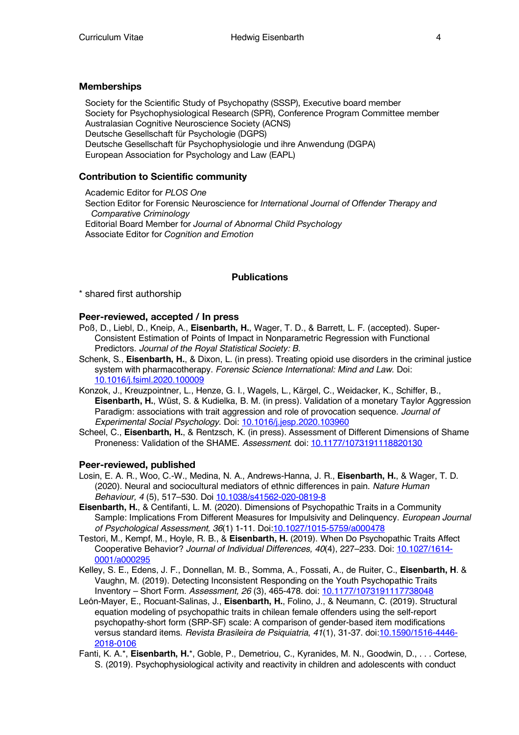## Memberships

Society for the Scientific Study of Psychopathy (SSSP), Executive board member
Society for Psychophysiological Research (SPR), Conference Program Committee member
Australasian Cognitive Neuroscience Society (ACNS)
Deutsche Gesellschaft für Psychologie (DGPS)
Deutsche Gesellschaft für Psychophysiologie und ihre Anwendung (DGPA)
European Association for Psychology and Law (EAPL)

## Contribution to Scientific community

Academic Editor for *PLOS One*
Section Editor for Forensic Neuroscience for *International Journal of Offender Therapy and Comparative Criminology*
Editorial Board Member for *Journal of Abnormal Child Psychology*
Associate Editor for *Cognition and Emotion*

# Publications

* shared first authorship

### Peer-reviewed, accepted / In press

Poß, D., Liebl, D., Kneip, A., **Eisenbarth, H.**, Wager, T. D., & Barrett, L. F. (accepted). Super-Consistent Estimation of Points of Impact in Nonparametric Regression with Functional Predictors. *Journal of the Royal Statistical Society: B.*

Schenk, S., **Eisenbarth, H.**, & Dixon, L. (in press). Treating opioid use disorders in the criminal justice system with pharmacotherapy. *Forensic Science International: Mind and Law*. Doi: 10.1016/j.fsiml.2020.100009

Konzok, J., Kreuzpointner, L., Henze, G. I., Wagels, L., Kärgel, C., Weidacker, K., Schiffer, B., **Eisenbarth, H.**, Wüst, S. & Kudielka, B. M. (in press). Validation of a monetary Taylor Aggression Paradigm: associations with trait aggression and role of provocation sequence. *Journal of Experimental Social Psychology*. Doi: 10.1016/j.jesp.2020.103960

Scheel, C., **Eisenbarth, H.**, & Rentzsch, K. (in press). Assessment of Different Dimensions of Shame Proneness: Validation of the SHAME. *Assessment*. doi: 10.1177/1073191118820130

### Peer-reviewed, published

Losin, E. A. R., Woo, C.-W., Medina, N. A., Andrews-Hanna, J. R., **Eisenbarth, H.**, & Wager, T. D. (2020). Neural and sociocultural mediators of ethnic differences in pain. *Nature Human Behaviour, 4* (5), 517–530. Doi 10.1038/s41562-020-0819-8

**Eisenbarth, H.**, & Centifanti, L. M. (2020). Dimensions of Psychopathic Traits in a Community Sample: Implications From Different Measures for Impulsivity and Delinquency. *European Journal of Psychological Assessment, 36*(1) 1-11. Doi:10.1027/1015-5759/a000478

Testori, M., Kempf, M., Hoyle, R. B., & **Eisenbarth, H.** (2019). When Do Psychopathic Traits Affect Cooperative Behavior? *Journal of Individual Differences, 40*(4), 227–233. Doi: 10.1027/1614-0001/a000295

Kelley, S. E., Edens, J. F., Donnellan, M. B., Somma, A., Fossati, A., de Ruiter, C., **Eisenbarth, H** & Vaughn, M. (2019). Detecting Inconsistent Responding on the Youth Psychopathic Traits Inventory – Short Form. *Assessment, 26* (3), 465-478. doi: 10.1177/1073191117738048

León-Mayer, E., Rocuant-Salinas, J., **Eisenbarth, H.**, Folino, J., & Neumann, C. (2019). Structural equation modeling of psychopathic traits in chilean female offenders using the self-report psychopathy-short form (SRP-SF) scale: A comparison of gender-based item modifications versus standard items. *Revista Brasileira de Psiquiatria*, *41*(1), 31-37. doi:10.1590/1516-4446-2018-0106

Fanti, K. A.*, **Eisenbarth, H.***, Goble, P., Demetriou, C., Kyranides, M. N., Goodwin, D., . . . Cortese, S. (2019). Psychophysiological activity and reactivity in children and adolescents with conduct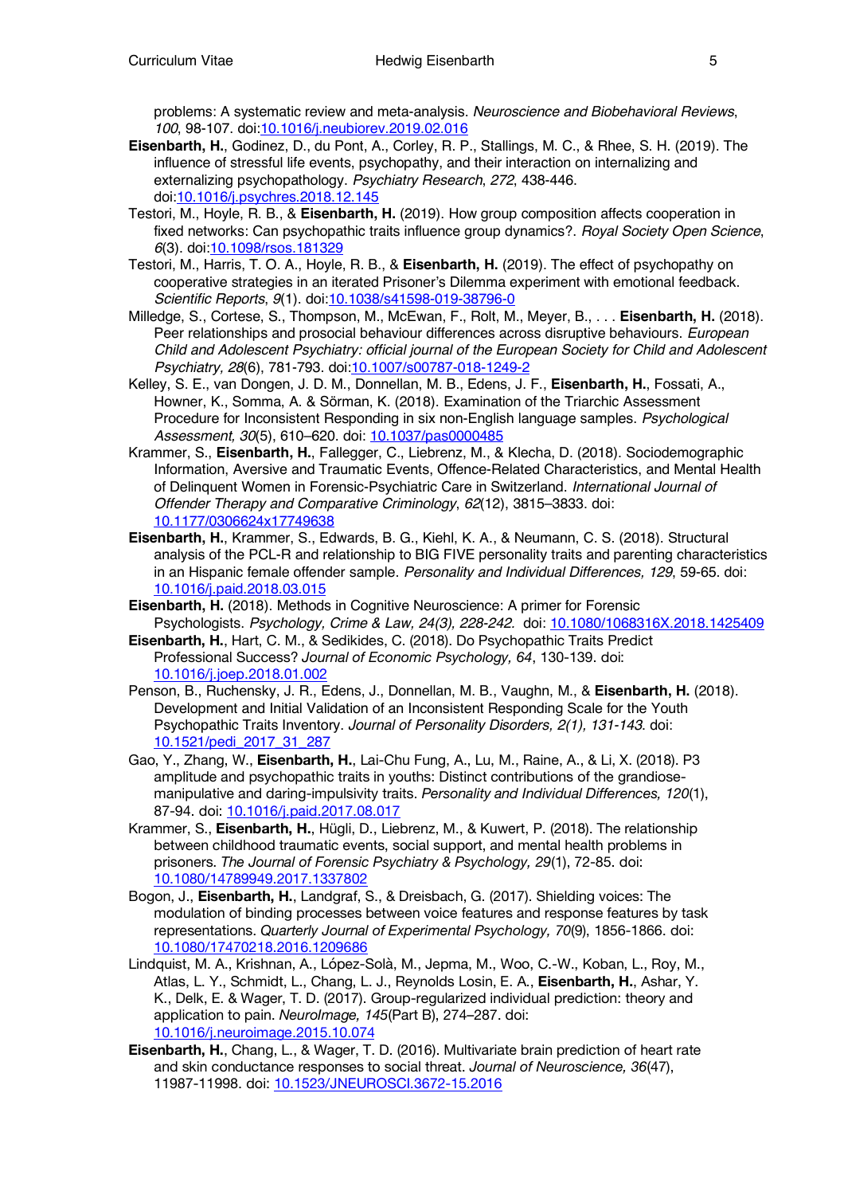problems: A systematic review and meta-analysis. *Neuroscience and Biobehavioral Reviews*, *100*, 98-107. doi:10.1016/j.neubiorev.2019.02.016

**Eisenbarth, H.**, Godinez, D., du Pont, A., Corley, R. P., Stallings, M. C., & Rhee, S. H. (2019). The influence of stressful life events, psychopathy, and their interaction on internalizing and externalizing psychopathology. *Psychiatry Research*, *272*, 438-446. doi:10.1016/j.psychres.2018.12.145

Testori, M., Hoyle, R. B., & **Eisenbarth, H.** (2019). How group composition affects cooperation in fixed networks: Can psychopathic traits influence group dynamics?. *Royal Society Open Science*, *6*(3). doi:10.1098/rsos.181329

Testori, M., Harris, T. O. A., Hoyle, R. B., & **Eisenbarth, H.** (2019). The effect of psychopathy on cooperative strategies in an iterated Prisoner's Dilemma experiment with emotional feedback. *Scientific Reports*, *9*(1). doi:10.1038/s41598-019-38796-0

Milledge, S., Cortese, S., Thompson, M., McEwan, F., Rolt, M., Meyer, B., . . . **Eisenbarth, H.** (2018). Peer relationships and prosocial behaviour differences across disruptive behaviours. *European Child and Adolescent Psychiatry: official journal of the European Society for Child and Adolescent Psychiatry, 28*(6), 781-793. doi:10.1007/s00787-018-1249-2

Kelley, S. E., van Dongen, J. D. M., Donnellan, M. B., Edens, J. F., **Eisenbarth, H.**, Fossati, A., Howner, K., Somma, A. & Sörman, K. (2018). Examination of the Triarchic Assessment Procedure for Inconsistent Responding in six non-English language samples. *Psychological Assessment, 30*(5), 610–620. doi: 10.1037/pas0000485

Krammer, S., **Eisenbarth, H.**, Fallegger, C., Liebrenz, M., & Klecha, D. (2018). Sociodemographic Information, Aversive and Traumatic Events, Offence-Related Characteristics, and Mental Health of Delinquent Women in Forensic-Psychiatric Care in Switzerland. *International Journal of Offender Therapy and Comparative Criminology*, *62*(12), 3815–3833. doi: 10.1177/0306624x17749638

**Eisenbarth, H.**, Krammer, S., Edwards, B. G., Kiehl, K. A., & Neumann, C. S. (2018). Structural analysis of the PCL-R and relationship to BIG FIVE personality traits and parenting characteristics in an Hispanic female offender sample. *Personality and Individual Differences, 129*, 59-65. doi: 10.1016/j.paid.2018.03.015

**Eisenbarth, H.** (2018). Methods in Cognitive Neuroscience: A primer for Forensic Psychologists. *Psychology, Crime & Law, 24(3), 228-242.* doi: 10.1080/1068316X.2018.1425409

**Eisenbarth, H.**, Hart, C. M., & Sedikides, C. (2018). Do Psychopathic Traits Predict Professional Success? *Journal of Economic Psychology, 64*, 130-139. doi: 10.1016/j.joep.2018.01.002

Penson, B., Ruchensky, J. R., Edens, J., Donnellan, M. B., Vaughn, M., & **Eisenbarth, H.** (2018). Development and Initial Validation of an Inconsistent Responding Scale for the Youth Psychopathic Traits Inventory. *Journal of Personality Disorders, 2(1), 131-143*. doi: 10.1521/pedi_2017_31_287

Gao, Y., Zhang, W., **Eisenbarth, H.**, Lai-Chu Fung, A., Lu, M., Raine, A., & Li, X. (2018). P3 amplitude and psychopathic traits in youths: Distinct contributions of the grandiose-manipulative and daring-impulsivity traits. *Personality and Individual Differences, 120*(1), 87-94. doi: 10.1016/j.paid.2017.08.017

Krammer, S., **Eisenbarth, H.**, Hügli, D., Liebrenz, M., & Kuwert, P. (2018). The relationship between childhood traumatic events, social support, and mental health problems in prisoners. *The Journal of Forensic Psychiatry & Psychology, 29*(1), 72-85. doi: 10.1080/14789949.2017.1337802

Bogon, J., **Eisenbarth, H.**, Landgraf, S., & Dreisbach, G. (2017). Shielding voices: The modulation of binding processes between voice features and response features by task representations. *Quarterly Journal of Experimental Psychology, 70*(9), 1856-1866. doi: 10.1080/17470218.2016.1209686

Lindquist, M. A., Krishnan, A., López-Solà, M., Jepma, M., Woo, C.-W., Koban, L., Roy, M., Atlas, L. Y., Schmidt, L., Chang, L. J., Reynolds Losin, E. A., **Eisenbarth, H.**, Ashar, Y. K., Delk, E. & Wager, T. D. (2017). Group-regularized individual prediction: theory and application to pain. *NeuroImage, 145*(Part B), 274–287. doi: 10.1016/j.neuroimage.2015.10.074

**Eisenbarth, H.**, Chang, L., & Wager, T. D. (2016). Multivariate brain prediction of heart rate and skin conductance responses to social threat. *Journal of Neuroscience, 36*(47), 11987-11998. doi: 10.1523/JNEUROSCI.3672-15.2016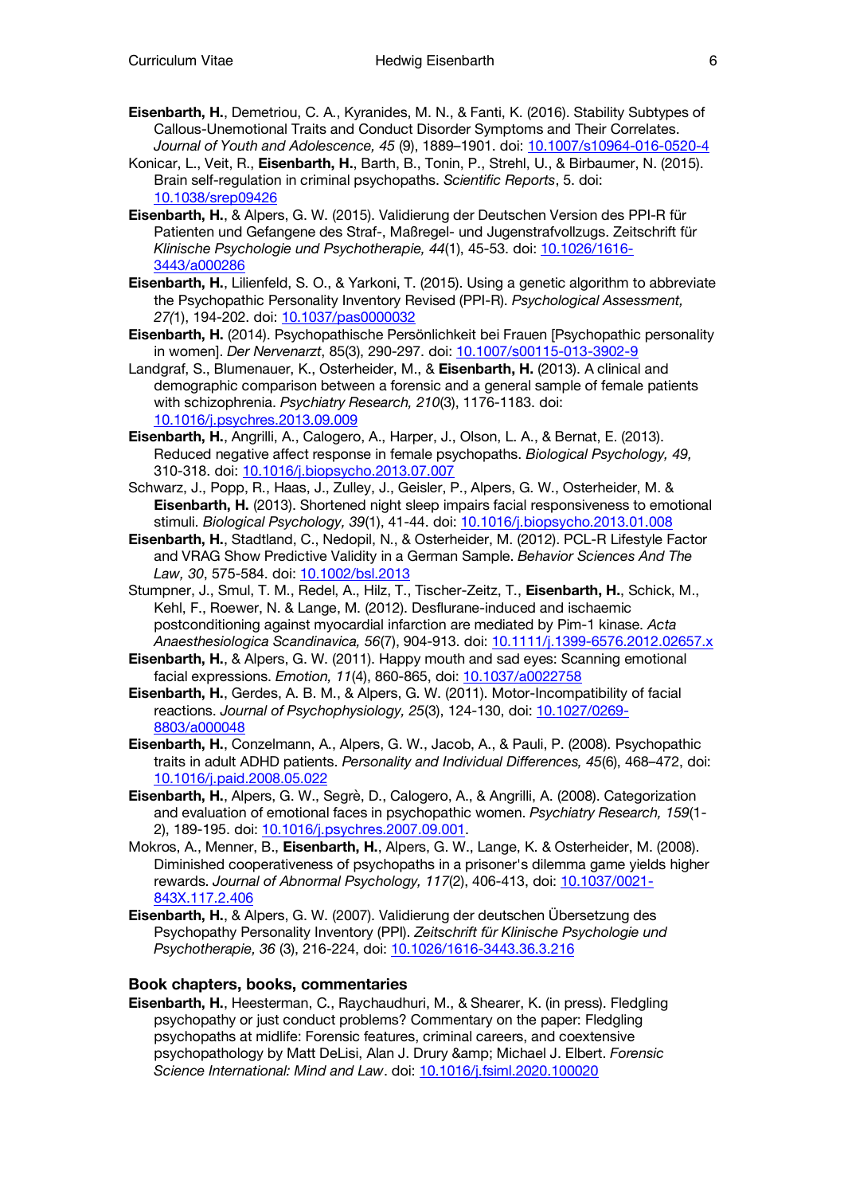**Eisenbarth, H.**, Demetriou, C. A., Kyranides, M. N., & Fanti, K. (2016). Stability Subtypes of Callous-Unemotional Traits and Conduct Disorder Symptoms and Their Correlates. *Journal of Youth and Adolescence, 45* (9), 1889–1901. doi: 10.1007/s10964-016-0520-4

Konicar, L., Veit, R., **Eisenbarth, H.**, Barth, B., Tonin, P., Strehl, U., & Birbaumer, N. (2015). Brain self-regulation in criminal psychopaths. *Scientific Reports*, 5. doi: 10.1038/srep09426

**Eisenbarth, H.**, & Alpers, G. W. (2015). Validierung der Deutschen Version des PPI-R für Patienten und Gefangene des Straf-, Maßregel- und Jugenstrafvollzugs. Zeitschrift für *Klinische Psychologie und Psychotherapie, 44*(1), 45-53. doi: 10.1026/1616-3443/a000286

**Eisenbarth, H.**, Lilienfeld, S. O., & Yarkoni, T. (2015). Using a genetic algorithm to abbreviate the Psychopathic Personality Inventory Revised (PPI-R). *Psychological Assessment, 27*(1), 194-202. doi: 10.1037/pas0000032

**Eisenbarth, H.** (2014). Psychopathische Persönlichkeit bei Frauen [Psychopathic personality in women]. *Der Nervenarzt*, 85(3), 290-297. doi: 10.1007/s00115-013-3902-9

Landgraf, S., Blumenauer, K., Osterheider, M., & **Eisenbarth, H.** (2013). A clinical and demographic comparison between a forensic and a general sample of female patients with schizophrenia. *Psychiatry Research, 210*(3), 1176-1183. doi: 10.1016/j.psychres.2013.09.009

**Eisenbarth, H.**, Angrilli, A., Calogero, A., Harper, J., Olson, L. A., & Bernat, E. (2013). Reduced negative affect response in female psychopaths. *Biological Psychology, 49,* 310-318. doi: 10.1016/j.biopsycho.2013.07.007

Schwarz, J., Popp, R., Haas, J., Zulley, J., Geisler, P., Alpers, G. W., Osterheider, M. & **Eisenbarth, H.** (2013). Shortened night sleep impairs facial responsiveness to emotional stimuli. *Biological Psychology, 39*(1), 41-44. doi: 10.1016/j.biopsycho.2013.01.008

**Eisenbarth, H.**, Stadtland, C., Nedopil, N., & Osterheider, M. (2012). PCL-R Lifestyle Factor and VRAG Show Predictive Validity in a German Sample. *Behavior Sciences And The Law, 30*, 575-584. doi: 10.1002/bsl.2013

Stumpner, J., Smul, T. M., Redel, A., Hilz, T., Tischer-Zeitz, T., **Eisenbarth, H.**, Schick, M., Kehl, F., Roewer, N. & Lange, M. (2012). Desflurane-induced and ischaemic postconditioning against myocardial infarction are mediated by Pim-1 kinase. *Acta Anaesthesiologica Scandinavica, 56*(7), 904-913. doi: 10.1111/j.1399-6576.2012.02657.x

**Eisenbarth, H.**, & Alpers, G. W. (2011). Happy mouth and sad eyes: Scanning emotional facial expressions. *Emotion, 11*(4), 860-865, doi: 10.1037/a0022758

**Eisenbarth, H.**, Gerdes, A. B. M., & Alpers, G. W. (2011). Motor-Incompatibility of facial reactions. *Journal of Psychophysiology, 25*(3), 124-130, doi: 10.1027/0269-8803/a000048

**Eisenbarth, H.**, Conzelmann, A., Alpers, G. W., Jacob, A., & Pauli, P. (2008). Psychopathic traits in adult ADHD patients. *Personality and Individual Differences, 45*(6), 468–472, doi: 10.1016/j.paid.2008.05.022

**Eisenbarth, H.**, Alpers, G. W., Segrè, D., Calogero, A., & Angrilli, A. (2008). Categorization and evaluation of emotional faces in psychopathic women. *Psychiatry Research, 159*(1-2), 189-195. doi: 10.1016/j.psychres.2007.09.001.

Mokros, A., Menner, B., **Eisenbarth, H.**, Alpers, G. W., Lange, K. & Osterheider, M. (2008). Diminished cooperativeness of psychopaths in a prisoner's dilemma game yields higher rewards. *Journal of Abnormal Psychology, 117*(2), 406-413, doi: 10.1037/0021-843X.117.2.406

**Eisenbarth, H.**, & Alpers, G. W. (2007). Validierung der deutschen Übersetzung des Psychopathy Personality Inventory (PPI). *Zeitschrift für Klinische Psychologie und Psychotherapie, 36* (3), 216-224, doi: 10.1026/1616-3443.36.3.216

### Book chapters, books, commentaries

**Eisenbarth, H.**, Heesterman, C., Raychaudhuri, M., & Shearer, K. (in press). Fledgling psychopathy or just conduct problems? Commentary on the paper: Fledgling psychopaths at midlife: Forensic features, criminal careers, and coextensive psychopathology by Matt DeLisi, Alan J. Drury &amp; Michael J. Elbert. *Forensic Science International: Mind and Law*. doi: 10.1016/j.fsiml.2020.100020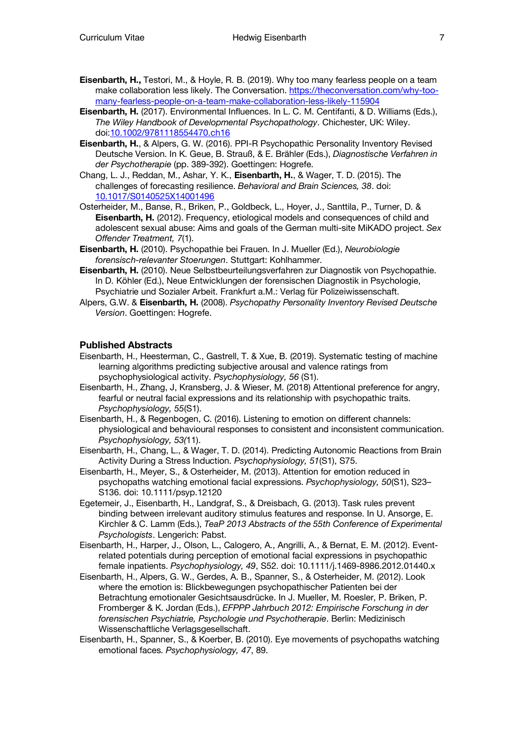**Eisenbarth, H.,** Testori, M., & Hoyle, R. B. (2019). Why too many fearless people on a team make collaboration less likely. The Conversation. https://theconversation.com/why-too-many-fearless-people-on-a-team-make-collaboration-less-likely-115904

**Eisenbarth, H.** (2017). Environmental Influences. In L. C. M. Centifanti, & D. Williams (Eds.), *The Wiley Handbook of Developmental Psychopathology*. Chichester, UK: Wiley. doi:10.1002/9781118554470.ch16

**Eisenbarth, H.**, & Alpers, G. W. (2016). PPI-R Psychopathic Personality Inventory Revised Deutsche Version. In K. Geue, B. Strauß, & E. Brähler (Eds.), *Diagnostische Verfahren in der Psychotherapie* (pp. 389-392). Goettingen: Hogrefe.

Chang, L. J., Reddan, M., Ashar, Y. K., **Eisenbarth, H.**, & Wager, T. D. (2015). The challenges of forecasting resilience. *Behavioral and Brain Sciences, 38*. doi: 10.1017/S0140525X14001496

Osterheider, M., Banse, R., Briken, P., Goldbeck, L., Hoyer, J., Santtila, P., Turner, D. & **Eisenbarth, H.** (2012). Frequency, etiological models and consequences of child and adolescent sexual abuse: Aims and goals of the German multi-site MiKADO project. *Sex Offender Treatment, 7*(1).

**Eisenbarth, H.** (2010). Psychopathie bei Frauen. In J. Mueller (Ed.), *Neurobiologie forensisch-relevanter Stoerungen*. Stuttgart: Kohlhammer.

**Eisenbarth, H.** (2010). Neue Selbstbeurteilungsverfahren zur Diagnostik von Psychopathie. In D. Köhler (Ed.), Neue Entwicklungen der forensischen Diagnostik in Psychologie, Psychiatrie und Sozialer Arbeit. Frankfurt a.M.: Verlag für Polizeiwissenschaft.

Alpers, G.W. & **Eisenbarth, H.** (2008). *Psychopathy Personality Inventory Revised Deutsche Version*. Goettingen: Hogrefe.

## Published Abstracts

Eisenbarth, H., Heesterman, C., Gastrell, T. & Xue, B. (2019). Systematic testing of machine learning algorithms predicting subjective arousal and valence ratings from psychophysiological activity. *Psychophysiology, 56* (S1).

Eisenbarth, H., Zhang, J, Kransberg, J. & Wieser, M. (2018) Attentional preference for angry, fearful or neutral facial expressions and its relationship with psychopathic traits. *Psychophysiology, 55*(S1).

Eisenbarth, H., & Regenbogen, C. (2016). Listening to emotion on different channels: physiological and behavioural responses to consistent and inconsistent communication. *Psychophysiology, 53(*11).

Eisenbarth, H., Chang, L., & Wager, T. D. (2014). Predicting Autonomic Reactions from Brain Activity During a Stress Induction. *Psychophysiology, 51*(S1), S75.

Eisenbarth, H., Meyer, S., & Osterheider, M. (2013). Attention for emotion reduced in psychopaths watching emotional facial expressions. *Psychophysiology, 50*(S1), S23–S136. doi: 10.1111/psyp.12120

Egetemeir, J., Eisenbarth, H., Landgraf, S., & Dreisbach, G. (2013). Task rules prevent binding between irrelevant auditory stimulus features and response. In U. Ansorge, E. Kirchler & C. Lamm (Eds.), *TeaP 2013 Abstracts of the 55th Conference of Experimental Psychologists*. Lengerich: Pabst.

Eisenbarth, H., Harper, J., Olson, L., Calogero, A., Angrilli, A., & Bernat, E. M. (2012). Event-related potentials during perception of emotional facial expressions in psychopathic female inpatients. *Psychophysiology, 49*, S52. doi: 10.1111/j.1469-8986.2012.01440.x

Eisenbarth, H., Alpers, G. W., Gerdes, A. B., Spanner, S., & Osterheider, M. (2012). Look where the emotion is: Blickbewegungen psychopathischer Patienten bei der Betrachtung emotionaler Gesichtsausdrücke. In J. Mueller, M. Roesler, P. Briken, P. Fromberger & K. Jordan (Eds.), *EFPPP Jahrbuch 2012: Empirische Forschung in der forensischen Psychiatrie, Psychologie und Psychotherapie*. Berlin: Medizinisch Wissenschaftliche Verlagsgesellschaft.

Eisenbarth, H., Spanner, S., & Koerber, B. (2010). Eye movements of psychopaths watching emotional faces. *Psychophysiology, 47*, 89.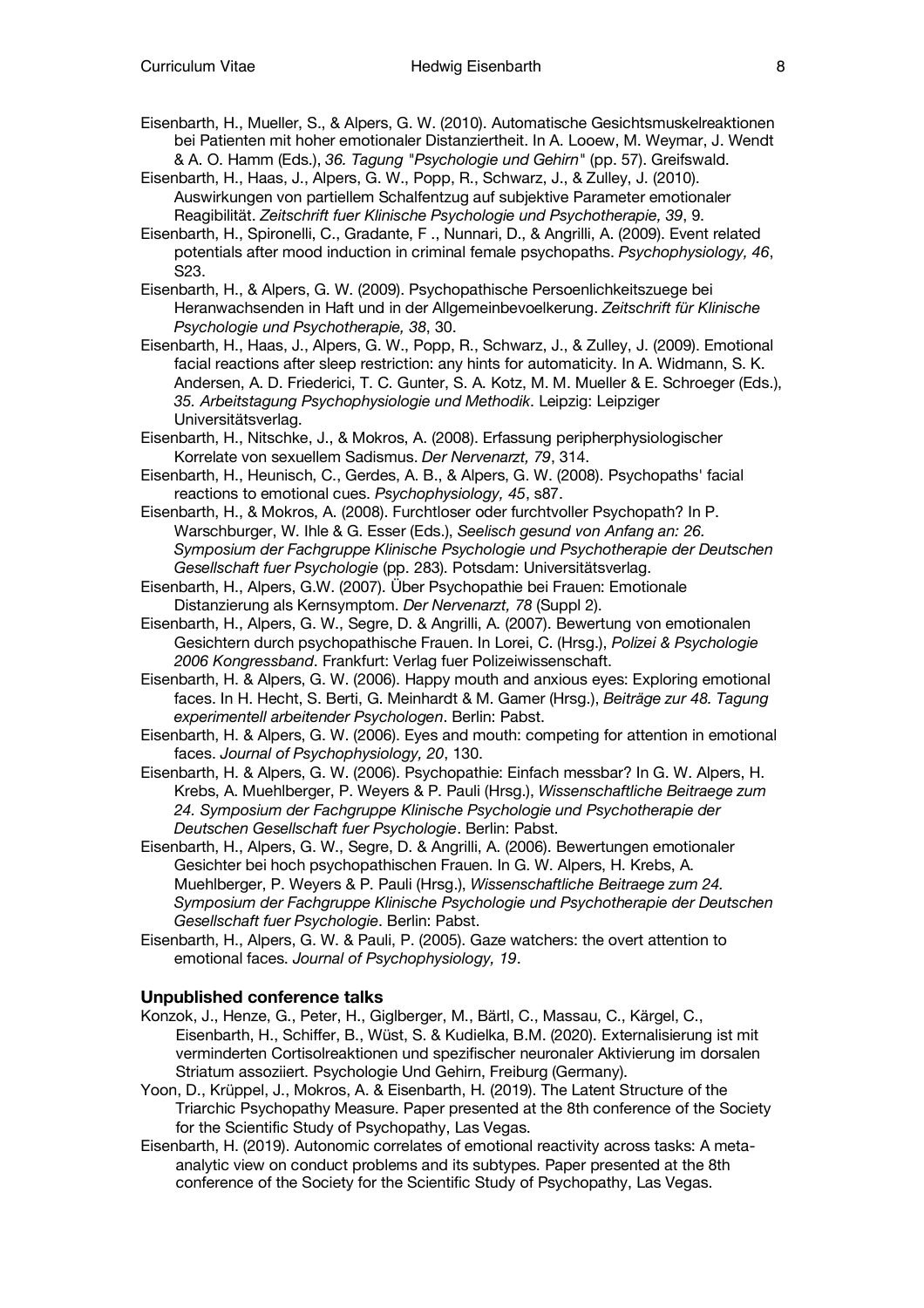Eisenbarth, H., Mueller, S., & Alpers, G. W. (2010). Automatische Gesichtsmuskelreaktionen bei Patienten mit hoher emotionaler Distanziertheit. In A. Looew, M. Weymar, J. Wendt & A. O. Hamm (Eds.), *36. Tagung "Psychologie und Gehirn"* (pp. 57). Greifswald.

Eisenbarth, H., Haas, J., Alpers, G. W., Popp, R., Schwarz, J., & Zulley, J. (2010). Auswirkungen von partiellem Schalfenzug auf subjektive Parameter emotionaler Reagibilität. *Zeitschrift fuer Klinische Psychologie und Psychotherapie, 39*, 9.

Eisenbarth, H., Spironelli, C., Gradante, F ., Nunnari, D., & Angrilli, A. (2009). Event related potentials after mood induction in criminal female psychopaths. *Psychophysiology, 46*, S23.

Eisenbarth, H., & Alpers, G. W. (2009). Psychopathische Persoenlichkeitszuege bei Heranwachsenden in Haft und in der Allgemeinbevoelkerung. *Zeitschrift für Klinische Psychologie und Psychotherapie, 38*, 30.

Eisenbarth, H., Haas, J., Alpers, G. W., Popp, R., Schwarz, J., & Zulley, J. (2009). Emotional facial reactions after sleep restriction: any hints for automaticity. In A. Widmann, S. K. Andersen, A. D. Friederici, T. C. Gunter, S. A. Kotz, M. M. Mueller & E. Schroeger (Eds.), *35. Arbeitstagung Psychophysiologie und Methodik*. Leipzig: Leipziger Universitätsverlag.

Eisenbarth, H., Nitschke, J., & Mokros, A. (2008). Erfassung peripherphysiologischer Korrelate von sexuellem Sadismus. *Der Nervenarzt, 79*, 314.

Eisenbarth, H., Heunisch, C., Gerdes, A. B., & Alpers, G. W. (2008). Psychopaths' facial reactions to emotional cues. *Psychophysiology, 45*, s87.

Eisenbarth, H., & Mokros, A. (2008). Furchtloser oder furchtvoller Psychopath? In P. Warschburger, W. Ihle & G. Esser (Eds.), *Seelisch gesund von Anfang an: 26. Symposium der Fachgruppe Klinische Psychologie und Psychotherapie der Deutschen Gesellschaft fuer Psychologie* (pp. 283). Potsdam: Universitätsverlag.

Eisenbarth, H., Alpers, G.W. (2007). Über Psychopathie bei Frauen: Emotionale Distanzierung als Kernsymptom. *Der Nervenarzt, 78* (Suppl 2).

Eisenbarth, H., Alpers, G. W., Segre, D. & Angrilli, A. (2007). Bewertung von emotionalen Gesichtern durch psychopathische Frauen. In Lorei, C. (Hrsg.), *Polizei & Psychologie 2006 Kongressband*. Frankfurt: Verlag fuer Polizeiwissenschaft.

Eisenbarth, H. & Alpers, G. W. (2006). Happy mouth and anxious eyes: Exploring emotional faces. In H. Hecht, S. Berti, G. Meinhardt & M. Gamer (Hrsg.), *Beiträge zur 48. Tagung experimentell arbeitender Psychologen*. Berlin: Pabst.

Eisenbarth, H. & Alpers, G. W. (2006). Eyes and mouth: competing for attention in emotional faces. *Journal of Psychophysiology, 20*, 130.

Eisenbarth, H. & Alpers, G. W. (2006). Psychopathie: Einfach messbar? In G. W. Alpers, H. Krebs, A. Muehlberger, P. Weyers & P. Pauli (Hrsg.), *Wissenschaftliche Beitraege zum 24. Symposium der Fachgruppe Klinische Psychologie und Psychotherapie der Deutschen Gesellschaft fuer Psychologie*. Berlin: Pabst.

Eisenbarth, H., Alpers, G. W., Segre, D. & Angrilli, A. (2006). Bewertungen emotionaler Gesichter bei hoch psychopathischen Frauen. In G. W. Alpers, H. Krebs, A. Muehlberger, P. Weyers & P. Pauli (Hrsg.), *Wissenschaftliche Beitraege zum 24. Symposium der Fachgruppe Klinische Psychologie und Psychotherapie der Deutschen Gesellschaft fuer Psychologie*. Berlin: Pabst.

Eisenbarth, H., Alpers, G. W. & Pauli, P. (2005). Gaze watchers: the overt attention to emotional faces. *Journal of Psychophysiology, 19*.

### Unpublished conference talks

Konzok, J., Henze, G., Peter, H., Giglberger, M., Bärtl, C., Massau, C., Kärgel, C., Eisenbarth, H., Schiffer, B., Wüst, S. & Kudielka, B.M. (2020). Externalisierung ist mit verminderten Cortisolreaktionen und spezifischer neuronaler Aktivierung im dorsalen Striatum assoziiert. Psychologie Und Gehirn, Freiburg (Germany).

Yoon, D., Krüppel, J., Mokros, A. & Eisenbarth, H. (2019). The Latent Structure of the Triarchic Psychopathy Measure. Paper presented at the 8th conference of the Society for the Scientific Study of Psychopathy, Las Vegas.

Eisenbarth, H. (2019). Autonomic correlates of emotional reactivity across tasks: A meta-analytic view on conduct problems and its subtypes. Paper presented at the 8th conference of the Society for the Scientific Study of Psychopathy, Las Vegas.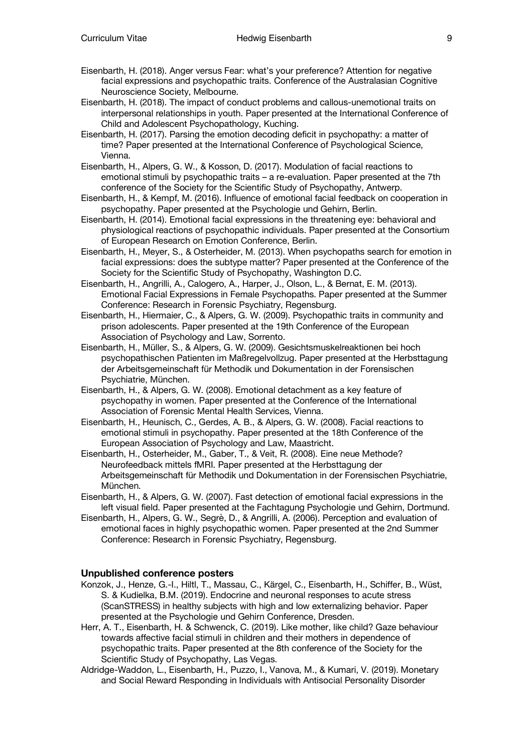Eisenbarth, H. (2018). Anger versus Fear: what's your preference? Attention for negative facial expressions and psychopathic traits. Conference of the Australasian Cognitive Neuroscience Society, Melbourne.

Eisenbarth, H. (2018). The impact of conduct problems and callous-unemotional traits on interpersonal relationships in youth. Paper presented at the International Conference of Child and Adolescent Psychopathology, Kuching.

Eisenbarth, H. (2017). Parsing the emotion decoding deficit in psychopathy: a matter of time? Paper presented at the International Conference of Psychological Science, Vienna.

Eisenbarth, H., Alpers, G. W., & Kosson, D. (2017). Modulation of facial reactions to emotional stimuli by psychopathic traits – a re-evaluation. Paper presented at the 7th conference of the Society for the Scientific Study of Psychopathy, Antwerp.

Eisenbarth, H., & Kempf, M. (2016). Influence of emotional facial feedback on cooperation in psychopathy. Paper presented at the Psychologie und Gehirn, Berlin.

Eisenbarth, H. (2014). Emotional facial expressions in the threatening eye: behavioral and physiological reactions of psychopathic individuals. Paper presented at the Consortium of European Research on Emotion Conference, Berlin.

Eisenbarth, H., Meyer, S., & Osterheider, M. (2013). When psychopaths search for emotion in facial expressions: does the subtype matter? Paper presented at the Conference of the Society for the Scientific Study of Psychopathy, Washington D.C.

Eisenbarth, H., Angrilli, A., Calogero, A., Harper, J., Olson, L., & Bernat, E. M. (2013). Emotional Facial Expressions in Female Psychopaths. Paper presented at the Summer Conference: Research in Forensic Psychiatry, Regensburg.

Eisenbarth, H., Hiermaier, C., & Alpers, G. W. (2009). Psychopathic traits in community and prison adolescents. Paper presented at the 19th Conference of the European Association of Psychology and Law, Sorrento.

Eisenbarth, H., Müller, S., & Alpers, G. W. (2009). Gesichtsmuskelreaktionen bei hoch psychopathischen Patienten im Maßregelvollzug. Paper presented at the Herbsttagung der Arbeitsgemeinschaft für Methodik und Dokumentation in der Forensischen Psychiatrie, München.

Eisenbarth, H., & Alpers, G. W. (2008). Emotional detachment as a key feature of psychopathy in women. Paper presented at the Conference of the International Association of Forensic Mental Health Services, Vienna.

Eisenbarth, H., Heunisch, C., Gerdes, A. B., & Alpers, G. W. (2008). Facial reactions to emotional stimuli in psychopathy. Paper presented at the 18th Conference of the European Association of Psychology and Law, Maastricht.

Eisenbarth, H., Osterheider, M., Gaber, T., & Veit, R. (2008). Eine neue Methode? Neurofeedback mittels fMRI. Paper presented at the Herbsttagung der Arbeitsgemeinschaft für Methodik und Dokumentation in der Forensischen Psychiatrie, München.

Eisenbarth, H., & Alpers, G. W. (2007). Fast detection of emotional facial expressions in the left visual field. Paper presented at the Fachtagung Psychologie und Gehirn, Dortmund.

Eisenbarth, H., Alpers, G. W., Segrè, D., & Angrilli, A. (2006). Perception and evaluation of emotional faces in highly psychopathic women. Paper presented at the 2nd Summer Conference: Research in Forensic Psychiatry, Regensburg.

## Unpublished conference posters

Konzok, J., Henze, G.-I., Hiltl, T., Massau, C., Kärgel, C., Eisenbarth, H., Schiffer, B., Wüst, S. & Kudielka, B.M. (2019). Endocrine and neuronal responses to acute stress (ScanSTRESS) in healthy subjects with high and low externalizing behavior. Paper presented at the Psychologie und Gehirn Conference, Dresden.

Herr, A. T., Eisenbarth, H. & Schwenck, C. (2019). Like mother, like child? Gaze behaviour towards affective facial stimuli in children and their mothers in dependence of psychopathic traits. Paper presented at the 8th conference of the Society for the Scientific Study of Psychopathy, Las Vegas.

Aldridge-Waddon, L., Eisenbarth, H., Puzzo, I., Vanova, M., & Kumari, V. (2019). Monetary and Social Reward Responding in Individuals with Antisocial Personality Disorder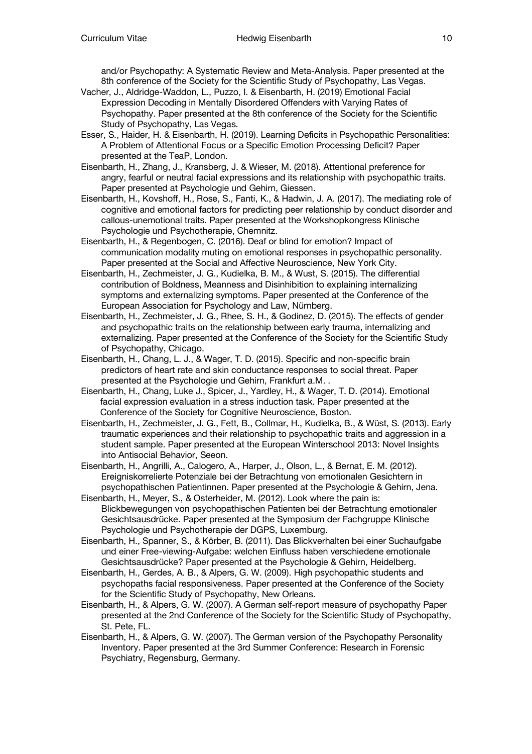and/or Psychopathy: A Systematic Review and Meta-Analysis. Paper presented at the 8th conference of the Society for the Scientific Study of Psychopathy, Las Vegas.

Vacher, J., Aldridge-Waddon, L., Puzzo, I. & Eisenbarth, H. (2019) Emotional Facial Expression Decoding in Mentally Disordered Offenders with Varying Rates of Psychopathy. Paper presented at the 8th conference of the Society for the Scientific Study of Psychopathy, Las Vegas.

Esser, S., Haider, H. & Eisenbarth, H. (2019). Learning Deficits in Psychopathic Personalities: A Problem of Attentional Focus or a Specific Emotion Processing Deficit? Paper presented at the TeaP, London.

Eisenbarth, H., Zhang, J., Kransberg, J. & Wieser, M. (2018). Attentional preference for angry, fearful or neutral facial expressions and its relationship with psychopathic traits. Paper presented at Psychologie und Gehirn, Giessen.

Eisenbarth, H., Kovshoff, H., Rose, S., Fanti, K., & Hadwin, J. A. (2017). The mediating role of cognitive and emotional factors for predicting peer relationship by conduct disorder and callous-unemotional traits. Paper presented at the Workshopkongress Klinische Psychologie und Psychotherapie, Chemnitz.

Eisenbarth, H., & Regenbogen, C. (2016). Deaf or blind for emotion? Impact of communication modality muting on emotional responses in psychopathic personality. Paper presented at the Social and Affective Neuroscience, New York City.

Eisenbarth, H., Zechmeister, J. G., Kudielka, B. M., & Wust, S. (2015). The differential contribution of Boldness, Meanness and Disinhibition to explaining internalizing symptoms and externalizing symptoms. Paper presented at the Conference of the European Association for Psychology and Law, Nürnberg.

Eisenbarth, H., Zechmeister, J. G., Rhee, S. H., & Godinez, D. (2015). The effects of gender and psychopathic traits on the relationship between early trauma, internalizing and externalizing. Paper presented at the Conference of the Society for the Scientific Study of Psychopathy, Chicago.

Eisenbarth, H., Chang, L. J., & Wager, T. D. (2015). Specific and non-specific brain predictors of heart rate and skin conductance responses to social threat. Paper presented at the Psychologie und Gehirn, Frankfurt a.M. .

Eisenbarth, H., Chang, Luke J., Spicer, J., Yardley, H., & Wager, T. D. (2014). Emotional facial expression evaluation in a stress induction task. Paper presented at the Conference of the Society for Cognitive Neuroscience, Boston.

Eisenbarth, H., Zechmeister, J. G., Fett, B., Collmar, H., Kudielka, B., & Wüst, S. (2013). Early traumatic experiences and their relationship to psychopathic traits and aggression in a student sample. Paper presented at the European Winterschool 2013: Novel Insights into Antisocial Behavior, Seeon.

Eisenbarth, H., Angrilli, A., Calogero, A., Harper, J., Olson, L., & Bernat, E. M. (2012). Ereigniskorrelierte Potenziale bei der Betrachtung von emotionalen Gesichtern in psychopathischen Patientinnen. Paper presented at the Psychologie & Gehirn, Jena.

Eisenbarth, H., Meyer, S., & Osterheider, M. (2012). Look where the pain is: Blickbewegungen von psychopathischen Patienten bei der Betrachtung emotionaler Gesichtsausdrücke. Paper presented at the Symposium der Fachgruppe Klinische Psychologie und Psychotherapie der DGPS, Luxemburg.

Eisenbarth, H., Spanner, S., & Körber, B. (2011). Das Blickverhalten bei einer Suchaufgabe und einer Free-viewing-Aufgabe: welchen Einfluss haben verschiedene emotionale Gesichtsausdrücke? Paper presented at the Psychologie & Gehirn, Heidelberg.

Eisenbarth, H., Gerdes, A. B., & Alpers, G. W. (2009). High psychopathic students and psychopaths facial responsiveness. Paper presented at the Conference of the Society for the Scientific Study of Psychopathy, New Orleans.

Eisenbarth, H., & Alpers, G. W. (2007). A German self-report measure of psychopathy Paper presented at the 2nd Conference of the Society for the Scientific Study of Psychopathy, St. Pete, FL.

Eisenbarth, H., & Alpers, G. W. (2007). The German version of the Psychopathy Personality Inventory. Paper presented at the 3rd Summer Conference: Research in Forensic Psychiatry, Regensburg, Germany.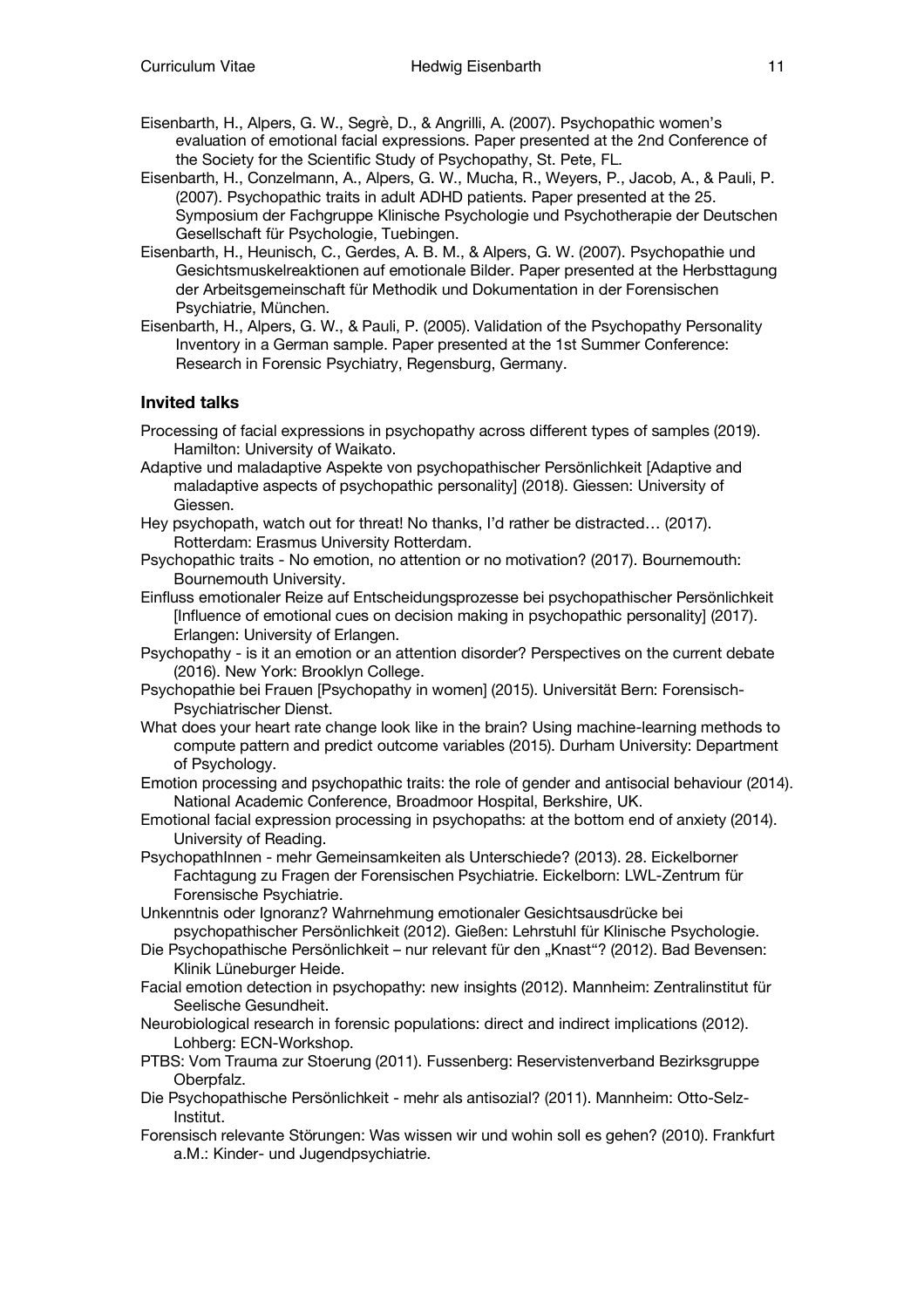Eisenbarth, H., Alpers, G. W., Segrè, D., & Angrilli, A. (2007). Psychopathic women's evaluation of emotional facial expressions. Paper presented at the 2nd Conference of the Society for the Scientific Study of Psychopathy, St. Pete, FL.

Eisenbarth, H., Conzelmann, A., Alpers, G. W., Mucha, R., Weyers, P., Jacob, A., & Pauli, P. (2007). Psychopathic traits in adult ADHD patients. Paper presented at the 25. Symposium der Fachgruppe Klinische Psychologie und Psychotherapie der Deutschen Gesellschaft für Psychologie, Tuebingen.

Eisenbarth, H., Heunisch, C., Gerdes, A. B. M., & Alpers, G. W. (2007). Psychopathie und Gesichtsmuskelreaktionen auf emotionale Bilder. Paper presented at the Herbsttagung der Arbeitsgemeinschaft für Methodik und Dokumentation in der Forensischen Psychiatrie, München.

Eisenbarth, H., Alpers, G. W., & Pauli, P. (2005). Validation of the Psychopathy Personality Inventory in a German sample. Paper presented at the 1st Summer Conference: Research in Forensic Psychiatry, Regensburg, Germany.

### Invited talks

Processing of facial expressions in psychopathy across different types of samples (2019). Hamilton: University of Waikato.

Adaptive und maladaptive Aspekte von psychopathischer Persönlichkeit [Adaptive and maladaptive aspects of psychopathic personality] (2018). Giessen: University of Giessen.

Hey psychopath, watch out for threat! No thanks, I'd rather be distracted… (2017). Rotterdam: Erasmus University Rotterdam.

Psychopathic traits - No emotion, no attention or no motivation? (2017). Bournemouth: Bournemouth University.

Einfluss emotionaler Reize auf Entscheidungsprozesse bei psychopathischer Persönlichkeit [Influence of emotional cues on decision making in psychopathic personality] (2017). Erlangen: University of Erlangen.

Psychopathy - is it an emotion or an attention disorder? Perspectives on the current debate (2016). New York: Brooklyn College.

Psychopathie bei Frauen [Psychopathy in women] (2015). Universität Bern: Forensisch-Psychiatrischer Dienst.

What does your heart rate change look like in the brain? Using machine-learning methods to compute pattern and predict outcome variables (2015). Durham University: Department of Psychology.

Emotion processing and psychopathic traits: the role of gender and antisocial behaviour (2014). National Academic Conference, Broadmoor Hospital, Berkshire, UK.

Emotional facial expression processing in psychopaths: at the bottom end of anxiety (2014). University of Reading.

PsychopathInnen - mehr Gemeinsamkeiten als Unterschiede? (2013). 28. Eickelborner Fachtagung zu Fragen der Forensischen Psychiatrie. Eickelborn: LWL-Zentrum für Forensische Psychiatrie.

Unkenntnis oder Ignoranz? Wahrnehmung emotionaler Gesichtsausdrücke bei psychopathischer Persönlichkeit (2012). Gießen: Lehrstuhl für Klinische Psychologie.

Die Psychopathische Persönlichkeit – nur relevant für den „Knast“? (2012). Bad Bevensen: Klinik Lüneburger Heide.

Facial emotion detection in psychopathy: new insights (2012). Mannheim: Zentralinstitut für Seelische Gesundheit.

Neurobiological research in forensic populations: direct and indirect implications (2012). Lohberg: ECN-Workshop.

PTBS: Vom Trauma zur Stoerung (2011). Fussenberg: Reservistenverband Bezirksgruppe Oberpfalz.

Die Psychopathische Persönlichkeit - mehr als antisozial? (2011). Mannheim: Otto-Selz-Institut.

Forensisch relevante Störungen: Was wissen wir und wohin soll es gehen? (2010). Frankfurt a.M.: Kinder- und Jugendpsychiatrie.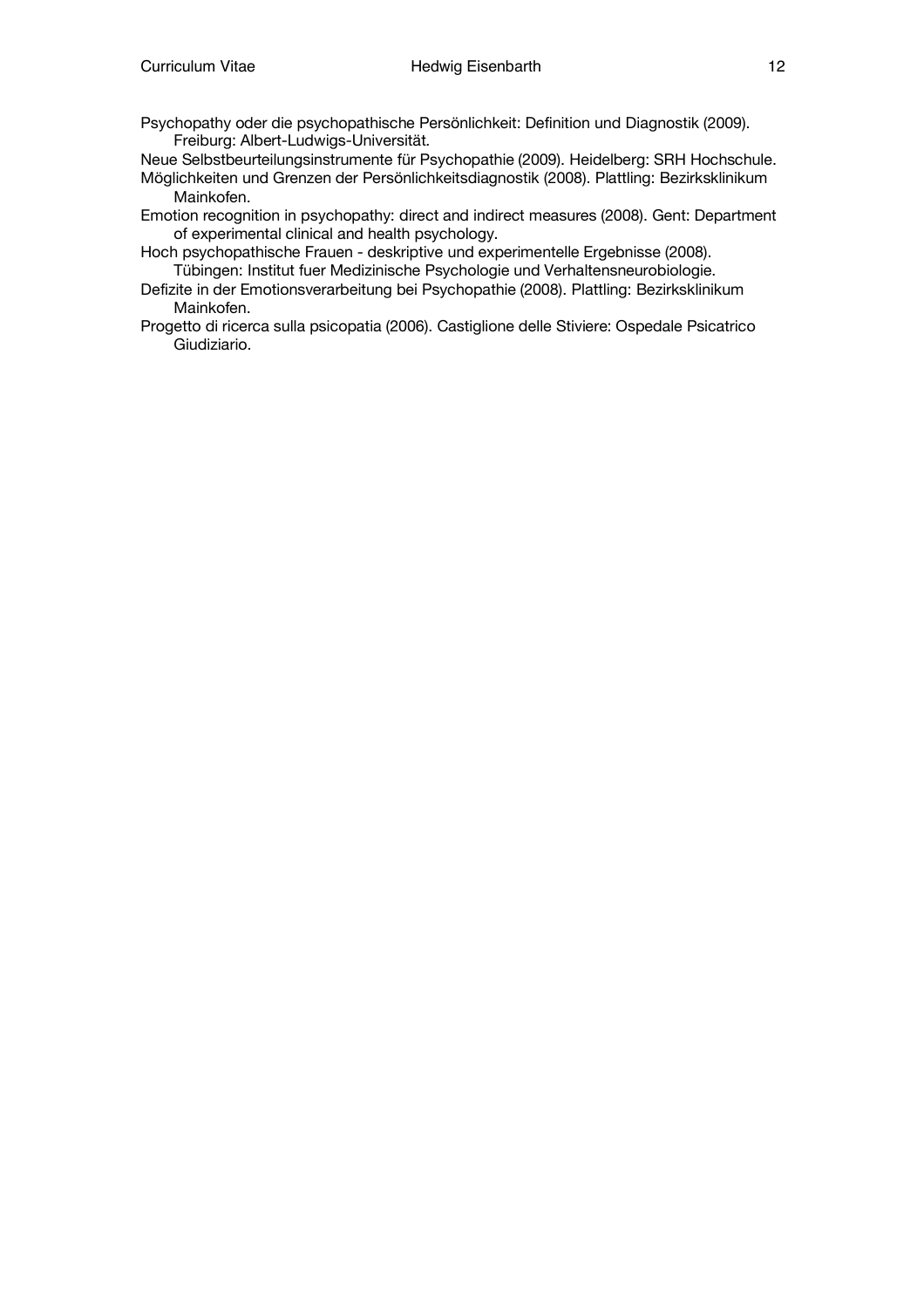Psychopathy oder die psychopathische Persönlichkeit: Definition und Diagnostik (2009). Freiburg: Albert-Ludwigs-Universität.

Neue Selbstbeurteilungsinstrumente für Psychopathie (2009). Heidelberg: SRH Hochschule.

Möglichkeiten und Grenzen der Persönlichkeitsdiagnostik (2008). Plattling: Bezirksklinikum Mainkofen.

Emotion recognition in psychopathy: direct and indirect measures (2008). Gent: Department of experimental clinical and health psychology.

Hoch psychopathische Frauen - deskriptive und experimentelle Ergebnisse (2008). Tübingen: Institut fuer Medizinische Psychologie und Verhaltensneurobiologie.

Defizite in der Emotionsverarbeitung bei Psychopathie (2008). Plattling: Bezirksklinikum Mainkofen.

Progetto di ricerca sulla psicopatia (2006). Castiglione delle Stiviere: Ospedale Psicatrico Giudiziario.